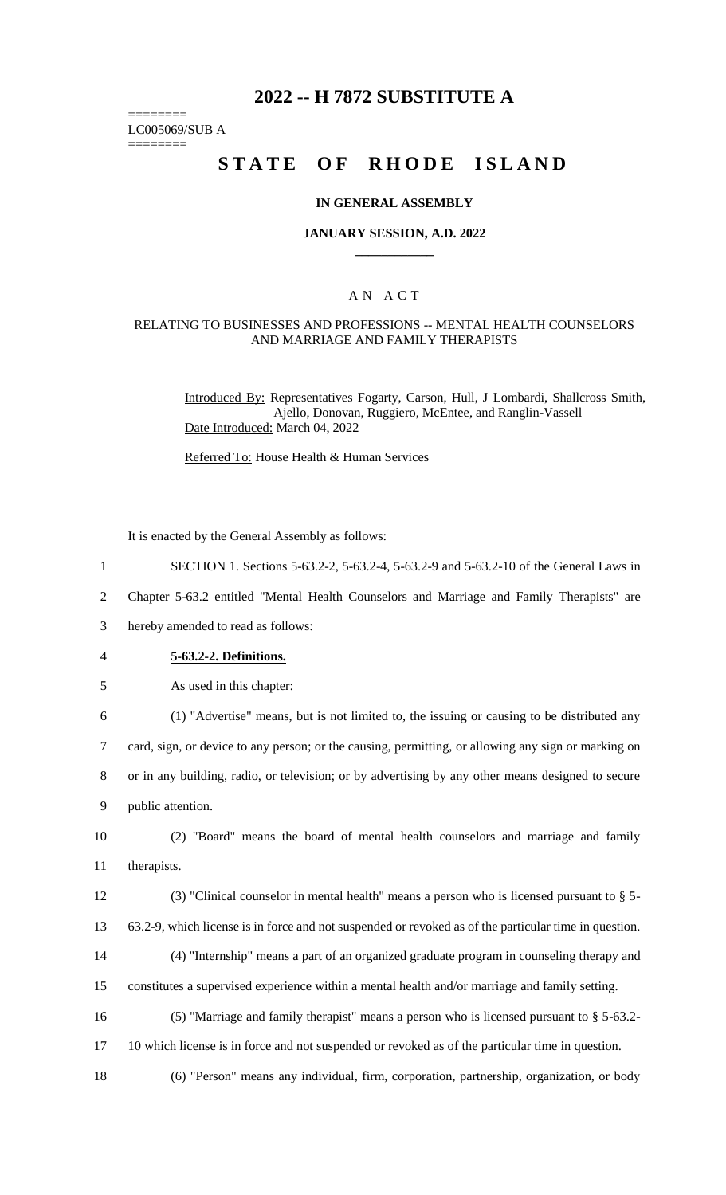# 2022 -- H 7872 SUBSTITUTE A

========
LC005069/SUB A
========

# STATE OF RHODE ISLAND

### IN GENERAL ASSEMBLY

### JANUARY SESSION, A.D. 2022

### A N A C T

#### RELATING TO BUSINESSES AND PROFESSIONS -- MENTAL HEALTH COUNSELORS AND MARRIAGE AND FAMILY THERAPISTS

Introduced By: Representatives Fogarty, Carson, Hull, J Lombardi, Shallcross Smith, Ajello, Donovan, Ruggiero, McEntee, and Ranglin-Vassell
Date Introduced: March 04, 2022

Referred To: House Health & Human Services

It is enacted by the General Assembly as follows:

1 SECTION 1. Sections 5-63.2-2, 5-63.2-4, 5-63.2-9 and 5-63.2-10 of the General Laws in
2 Chapter 5-63.2 entitled "Mental Health Counselors and Marriage and Family Therapists" are
3 hereby amended to read as follows:

4 **5-63.2-2. Definitions.**

5 As used in this chapter:

6 (1) "Advertise" means, but is not limited to, the issuing or causing to be distributed any
7 card, sign, or device to any person; or the causing, permitting, or allowing any sign or marking on
8 or in any building, radio, or television; or by advertising by any other means designed to secure
9 public attention.

10 (2) "Board" means the board of mental health counselors and marriage and family
11 therapists.

12 (3) "Clinical counselor in mental health" means a person who is licensed pursuant to § 5-
13 63.2-9, which license is in force and not suspended or revoked as of the particular time in question.

14 (4) "Internship" means a part of an organized graduate program in counseling therapy and
15 constitutes a supervised experience within a mental health and/or marriage and family setting.

16 (5) "Marriage and family therapist" means a person who is licensed pursuant to § 5-63.2-
17 10 which license is in force and not suspended or revoked as of the particular time in question.

18 (6) "Person" means any individual, firm, corporation, partnership, organization, or body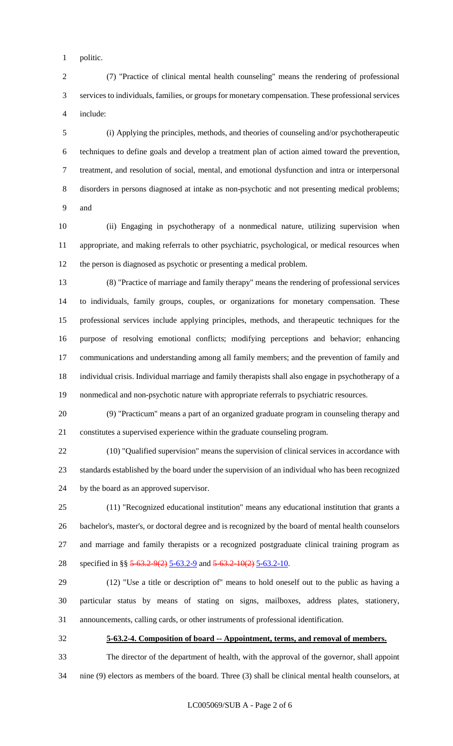politic.

(7) "Practice of clinical mental health counseling" means the rendering of professional services to individuals, families, or groups for monetary compensation. These professional services include:

(i) Applying the principles, methods, and theories of counseling and/or psychotherapeutic techniques to define goals and develop a treatment plan of action aimed toward the prevention, treatment, and resolution of social, mental, and emotional dysfunction and intra or interpersonal disorders in persons diagnosed at intake as non-psychotic and not presenting medical problems; and

(ii) Engaging in psychotherapy of a nonmedical nature, utilizing supervision when appropriate, and making referrals to other psychiatric, psychological, or medical resources when the person is diagnosed as psychotic or presenting a medical problem.

(8) "Practice of marriage and family therapy" means the rendering of professional services to individuals, family groups, couples, or organizations for monetary compensation. These professional services include applying principles, methods, and therapeutic techniques for the purpose of resolving emotional conflicts; modifying perceptions and behavior; enhancing communications and understanding among all family members; and the prevention of family and individual crisis. Individual marriage and family therapists shall also engage in psychotherapy of a nonmedical and non-psychotic nature with appropriate referrals to psychiatric resources.

(9) "Practicum" means a part of an organized graduate program in counseling therapy and constitutes a supervised experience within the graduate counseling program.

(10) "Qualified supervision" means the supervision of clinical services in accordance with standards established by the board under the supervision of an individual who has been recognized by the board as an approved supervisor.

(11) "Recognized educational institution" means any educational institution that grants a bachelor's, master's, or doctoral degree and is recognized by the board of mental health counselors and marriage and family therapists or a recognized postgraduate clinical training program as specified in §§ ~~5-63.2-9(2)~~ 5-63.2-9 and ~~5-63.2-10(2)~~ 5-63.2-10.

(12) "Use a title or description of" means to hold oneself out to the public as having a particular status by means of stating on signs, mailboxes, address plates, stationery, announcements, calling cards, or other instruments of professional identification.

**5-63.2-4. Composition of board -- Appointment, terms, and removal of members.**

The director of the department of health, with the approval of the governor, shall appoint nine (9) electors as members of the board. Three (3) shall be clinical mental health counselors, at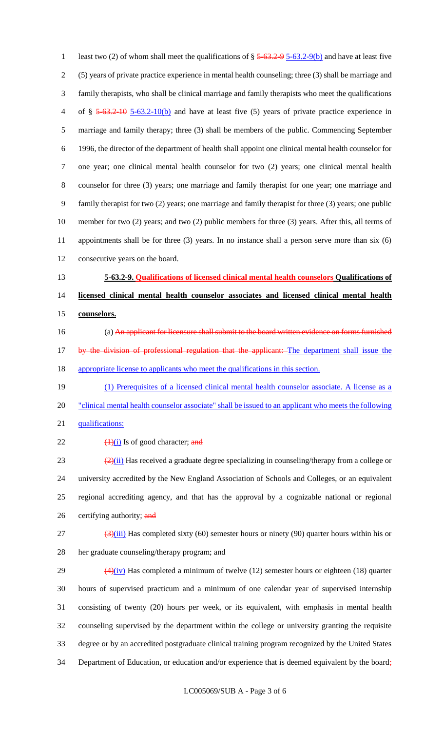least two (2) of whom shall meet the qualifications of § ~~5-63.2-9~~ 5-63.2-9(b) and have at least five (5) years of private practice experience in mental health counseling; three (3) shall be marriage and family therapists, who shall be clinical marriage and family therapists who meet the qualifications of § ~~5-63.2-10~~ 5-63.2-10(b) and have at least five (5) years of private practice experience in marriage and family therapy; three (3) shall be members of the public. Commencing September 1996, the director of the department of health shall appoint one clinical mental health counselor for one year; one clinical mental health counselor for two (2) years; one clinical mental health counselor for three (3) years; one marriage and family therapist for one year; one marriage and family therapist for two (2) years; one marriage and family therapist for three (3) years; one public member for two (2) years; and two (2) public members for three (3) years. After this, all terms of appointments shall be for three (3) years. In no instance shall a person serve more than six (6) consecutive years on the board.

**5-63.2-9. ~~Qualifications of licensed clinical mental health counselors~~ Qualifications of licensed clinical mental health counselor associates and licensed clinical mental health counselors.**

(a) ~~An applicant for licensure shall submit to the board written evidence on forms furnished by the division of professional regulation that the applicant:~~ The department shall issue the appropriate license to applicants who meet the qualifications in this section.

(1) Prerequisites of a licensed clinical mental health counselor associate. A license as a "clinical mental health counselor associate" shall be issued to an applicant who meets the following qualifications:

~~(1)~~(i) Is of good character; ~~and~~

~~(2)~~(ii) Has received a graduate degree specializing in counseling/therapy from a college or university accredited by the New England Association of Schools and Colleges, or an equivalent regional accrediting agency, and that has the approval by a cognizable national or regional certifying authority; ~~and~~

~~(3)~~(iii) Has completed sixty (60) semester hours or ninety (90) quarter hours within his or her graduate counseling/therapy program; and

~~(4)~~(iv) Has completed a minimum of twelve (12) semester hours or eighteen (18) quarter hours of supervised practicum and a minimum of one calendar year of supervised internship consisting of twenty (20) hours per week, or its equivalent, with emphasis in mental health counseling supervised by the department within the college or university granting the requisite degree or by an accredited postgraduate clinical training program recognized by the United States Department of Education, or education and/or experience that is deemed equivalent by the board~~;~~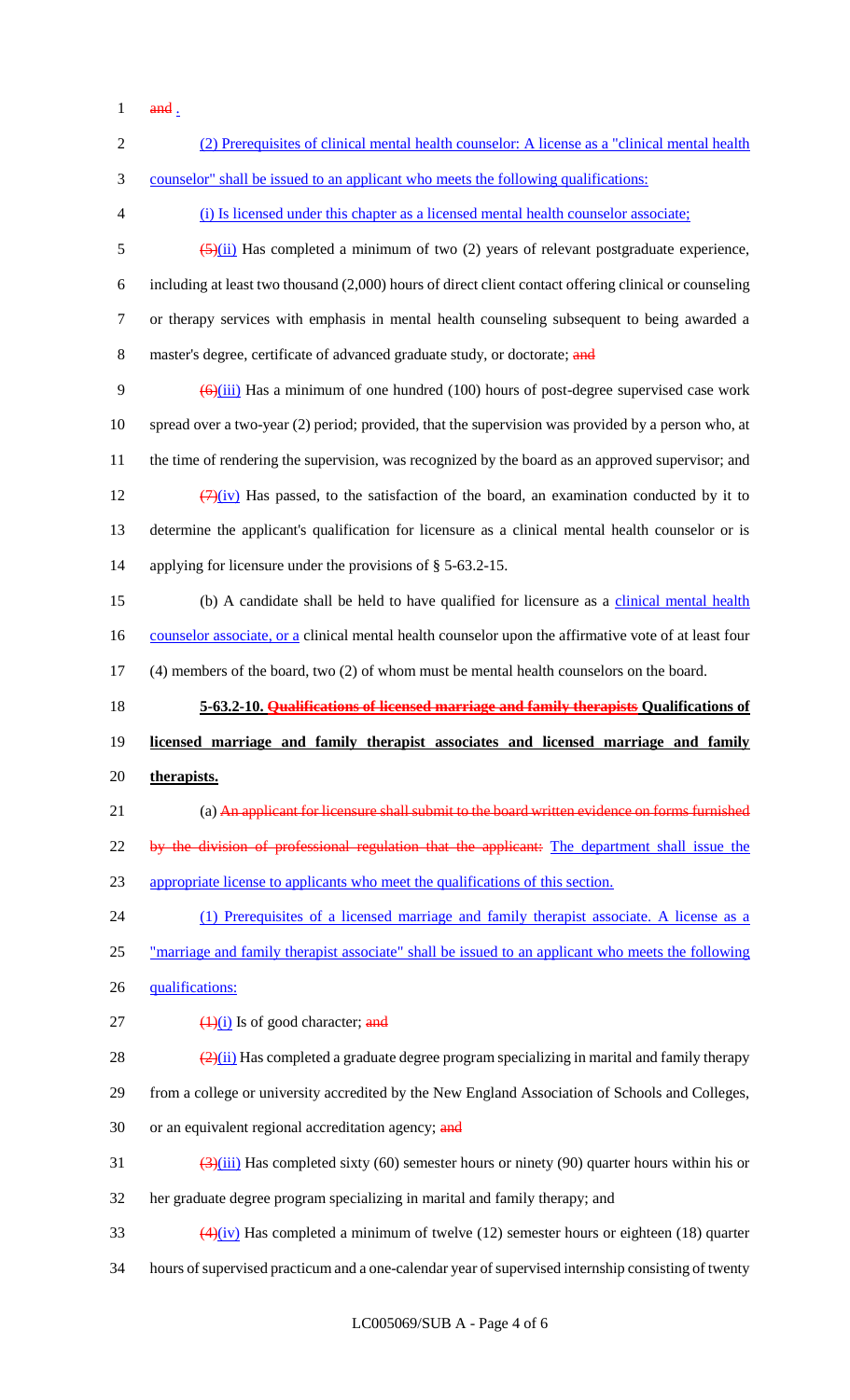~~and~~ .

(2) Prerequisites of clinical mental health counselor: A license as a "clinical mental health counselor" shall be issued to an applicant who meets the following qualifications:

(i) Is licensed under this chapter as a licensed mental health counselor associate;

~~(5)~~(ii) Has completed a minimum of two (2) years of relevant postgraduate experience, including at least two thousand (2,000) hours of direct client contact offering clinical or counseling or therapy services with emphasis in mental health counseling subsequent to being awarded a master's degree, certificate of advanced graduate study, or doctorate; ~~and~~

~~(6)~~(iii) Has a minimum of one hundred (100) hours of post-degree supervised case work spread over a two-year (2) period; provided, that the supervision was provided by a person who, at the time of rendering the supervision, was recognized by the board as an approved supervisor; and

~~(7)~~(iv) Has passed, to the satisfaction of the board, an examination conducted by it to determine the applicant's qualification for licensure as a clinical mental health counselor or is applying for licensure under the provisions of § 5-63.2-15.

(b) A candidate shall be held to have qualified for licensure as a clinical mental health counselor associate, or a clinical mental health counselor upon the affirmative vote of at least four (4) members of the board, two (2) of whom must be mental health counselors on the board.

**5-63.2-10. ~~Qualifications of licensed marriage and family therapists~~ Qualifications of licensed marriage and family therapist associates and licensed marriage and family therapists.**

(a) ~~An applicant for licensure shall submit to the board written evidence on forms furnished by the division of professional regulation that the applicant:~~ The department shall issue the appropriate license to applicants who meet the qualifications of this section.

(1) Prerequisites of a licensed marriage and family therapist associate. A license as a "marriage and family therapist associate" shall be issued to an applicant who meets the following qualifications:

~~(1)~~(i) Is of good character; ~~and~~

~~(2)~~(ii) Has completed a graduate degree program specializing in marital and family therapy from a college or university accredited by the New England Association of Schools and Colleges, or an equivalent regional accreditation agency; ~~and~~

~~(3)~~(iii) Has completed sixty (60) semester hours or ninety (90) quarter hours within his or her graduate degree program specializing in marital and family therapy; and

~~(4)~~(iv) Has completed a minimum of twelve (12) semester hours or eighteen (18) quarter hours of supervised practicum and a one-calendar year of supervised internship consisting of twenty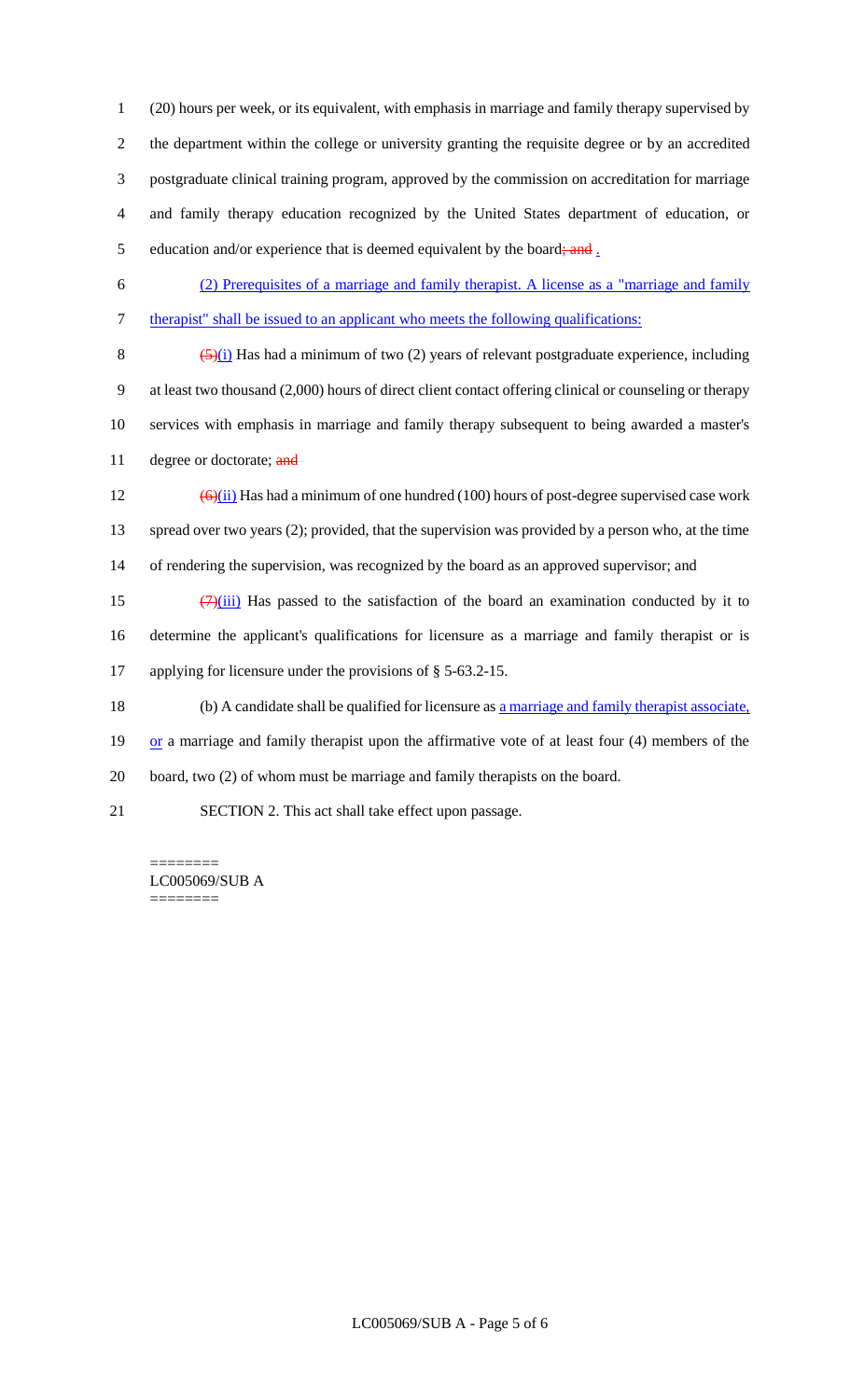(20) hours per week, or its equivalent, with emphasis in marriage and family therapy supervised by the department within the college or university granting the requisite degree or by an accredited postgraduate clinical training program, approved by the commission on accreditation for marriage and family therapy education recognized by the United States department of education, or education and/or experience that is deemed equivalent by the board~~; and~~ .

(2) Prerequisites of a marriage and family therapist. A license as a "marriage and family therapist" shall be issued to an applicant who meets the following qualifications:

~~(5)~~(i) Has had a minimum of two (2) years of relevant postgraduate experience, including at least two thousand (2,000) hours of direct client contact offering clinical or counseling or therapy services with emphasis in marriage and family therapy subsequent to being awarded a master's degree or doctorate; ~~and~~

~~(6)~~(ii) Has had a minimum of one hundred (100) hours of post-degree supervised case work spread over two years (2); provided, that the supervision was provided by a person who, at the time of rendering the supervision, was recognized by the board as an approved supervisor; and

~~(7)~~(iii) Has passed to the satisfaction of the board an examination conducted by it to determine the applicant's qualifications for licensure as a marriage and family therapist or is applying for licensure under the provisions of § 5-63.2-15.

(b) A candidate shall be qualified for licensure as a marriage and family therapist associate, or a marriage and family therapist upon the affirmative vote of at least four (4) members of the board, two (2) of whom must be marriage and family therapists on the board.

SECTION 2. This act shall take effect upon passage.

========
LC005069/SUB A
========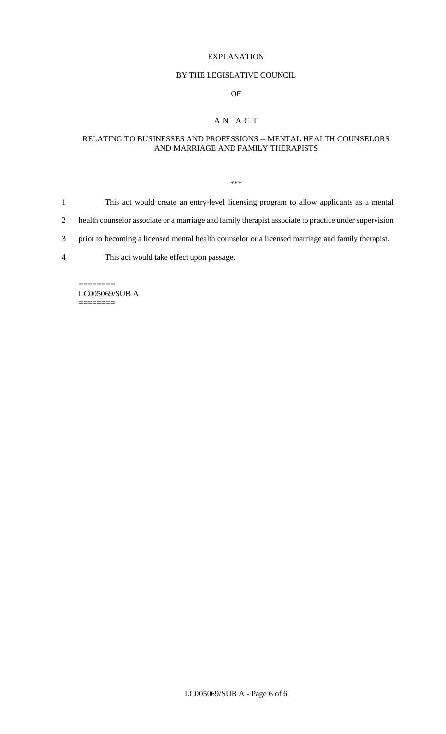EXPLANATION

BY THE LEGISLATIVE COUNCIL

OF

A N A C T

RELATING TO BUSINESSES AND PROFESSIONS -- MENTAL HEALTH COUNSELORS AND MARRIAGE AND FAMILY THERAPISTS

\*\*\*

1 This act would create an entry-level licensing program to allow applicants as a mental
2 health counselor associate or a marriage and family therapist associate to practice under supervision
3 prior to becoming a licensed mental health counselor or a licensed marriage and family therapist.
4 This act would take effect upon passage.

========
LC005069/SUB A
========